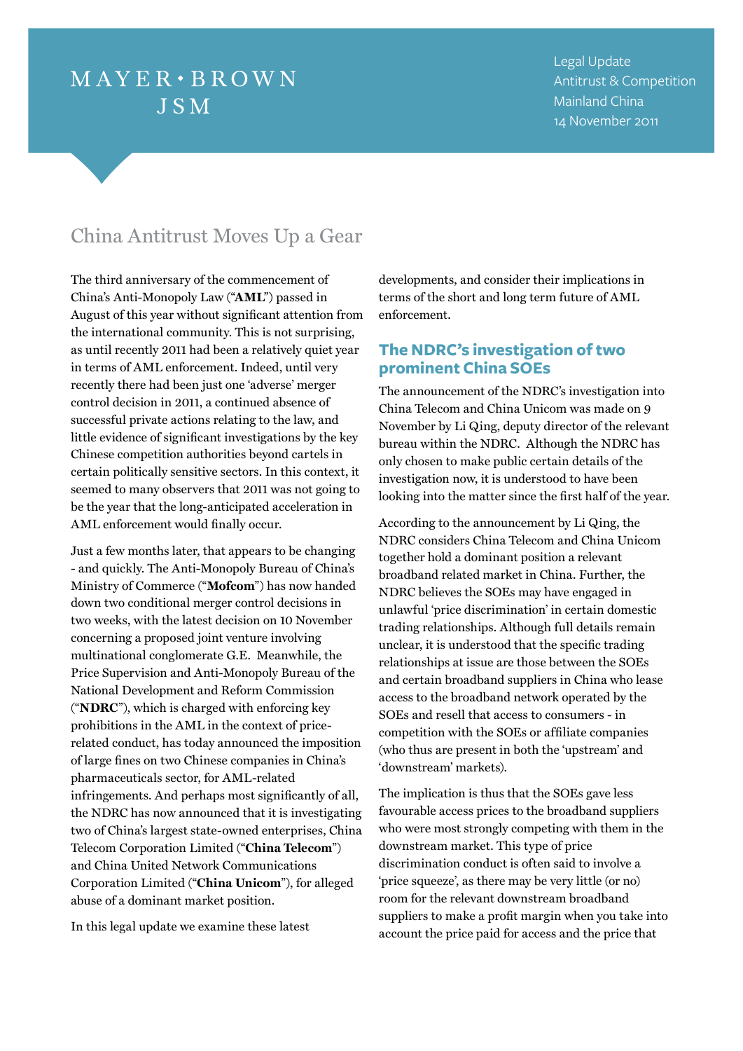MAYER • BROWN
JSM

Legal Update
Antitrust & Competition
Mainland China
14 November 2011

# China Antitrust Moves Up a Gear

The third anniversary of the commencement of China's Anti-Monopoly Law ("**AML**") passed in August of this year without significant attention from the international community. This is not surprising, as until recently 2011 had been a relatively quiet year in terms of AML enforcement. Indeed, until very recently there had been just one 'adverse' merger control decision in 2011, a continued absence of successful private actions relating to the law, and little evidence of significant investigations by the key Chinese competition authorities beyond cartels in certain politically sensitive sectors. In this context, it seemed to many observers that 2011 was not going to be the year that the long-anticipated acceleration in AML enforcement would finally occur.

Just a few months later, that appears to be changing - and quickly. The Anti-Monopoly Bureau of China's Ministry of Commerce ("**Mofcom**") has now handed down two conditional merger control decisions in two weeks, with the latest decision on 10 November concerning a proposed joint venture involving multinational conglomerate G.E. Meanwhile, the Price Supervision and Anti-Monopoly Bureau of the National Development and Reform Commission ("**NDRC**"), which is charged with enforcing key prohibitions in the AML in the context of price-related conduct, has today announced the imposition of large fines on two Chinese companies in China's pharmaceuticals sector, for AML-related infringements. And perhaps most significantly of all, the NDRC has now announced that it is investigating two of China's largest state-owned enterprises, China Telecom Corporation Limited ("**China Telecom**") and China United Network Communications Corporation Limited ("**China Unicom**"), for alleged abuse of a dominant market position.

In this legal update we examine these latest developments, and consider their implications in terms of the short and long term future of AML enforcement.

## The NDRC's investigation of two prominent China SOEs

The announcement of the NDRC's investigation into China Telecom and China Unicom was made on 9 November by Li Qing, deputy director of the relevant bureau within the NDRC. Although the NDRC has only chosen to make public certain details of the investigation now, it is understood to have been looking into the matter since the first half of the year.

According to the announcement by Li Qing, the NDRC considers China Telecom and China Unicom together hold a dominant position a relevant broadband related market in China. Further, the NDRC believes the SOEs may have engaged in unlawful 'price discrimination' in certain domestic trading relationships. Although full details remain unclear, it is understood that the specific trading relationships at issue are those between the SOEs and certain broadband suppliers in China who lease access to the broadband network operated by the SOEs and resell that access to consumers - in competition with the SOEs or affiliate companies (who thus are present in both the 'upstream' and 'downstream' markets).

The implication is thus that the SOEs gave less favourable access prices to the broadband suppliers who were most strongly competing with them in the downstream market. This type of price discrimination conduct is often said to involve a 'price squeeze', as there may be very little (or no) room for the relevant downstream broadband suppliers to make a profit margin when you take into account the price paid for access and the price that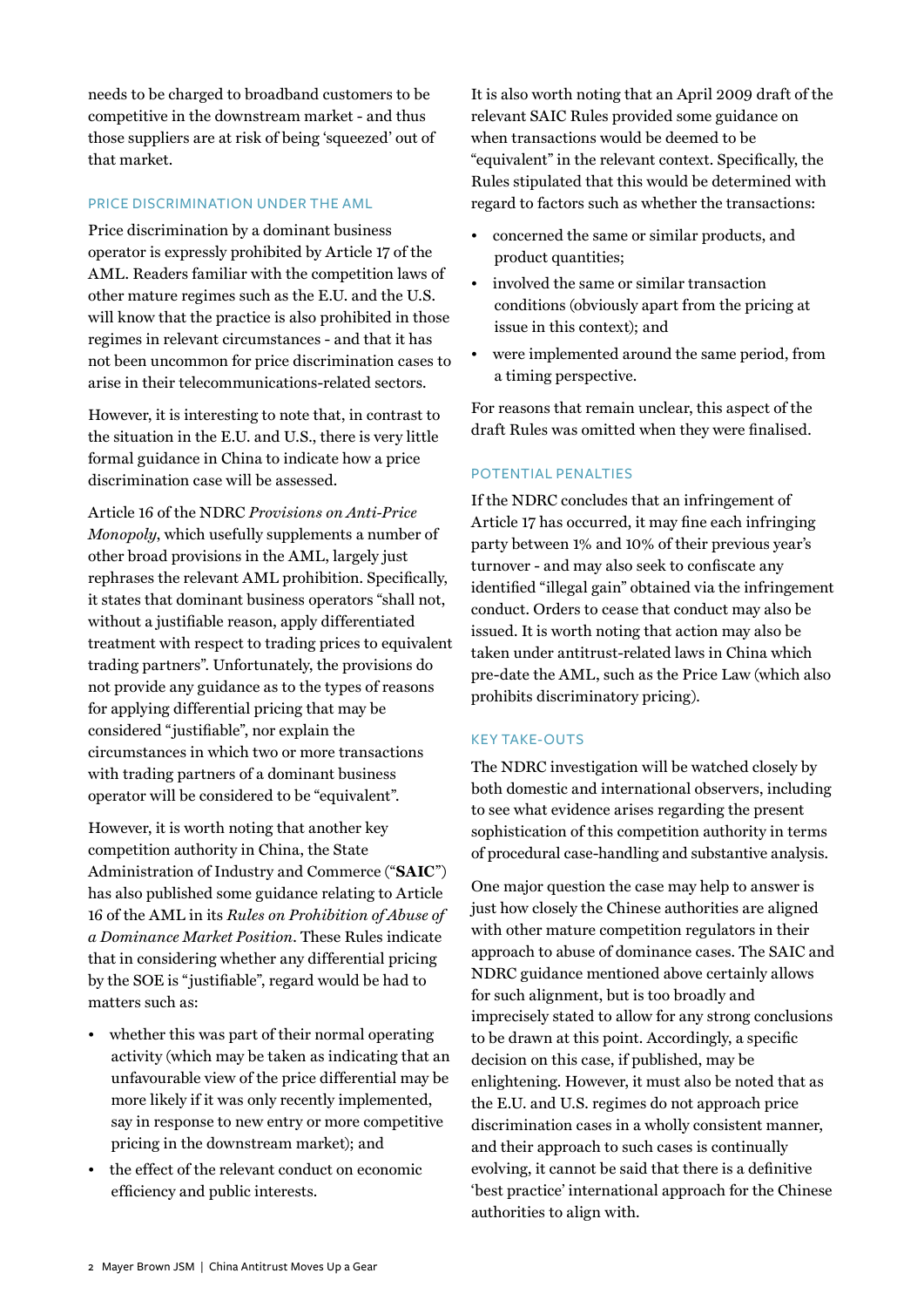needs to be charged to broadband customers to be competitive in the downstream market - and thus those suppliers are at risk of being 'squeezed' out of that market.

## PRICE DISCRIMINATION UNDER THE AML

Price discrimination by a dominant business operator is expressly prohibited by Article 17 of the AML. Readers familiar with the competition laws of other mature regimes such as the E.U. and the U.S. will know that the practice is also prohibited in those regimes in relevant circumstances - and that it has not been uncommon for price discrimination cases to arise in their telecommunications-related sectors.

However, it is interesting to note that, in contrast to the situation in the E.U. and U.S., there is very little formal guidance in China to indicate how a price discrimination case will be assessed.

Article 16 of the NDRC *Provisions on Anti-Price Monopoly*, which usefully supplements a number of other broad provisions in the AML, largely just rephrases the relevant AML prohibition. Specifically, it states that dominant business operators "shall not, without a justifiable reason, apply differentiated treatment with respect to trading prices to equivalent trading partners". Unfortunately, the provisions do not provide any guidance as to the types of reasons for applying differential pricing that may be considered "justifiable", nor explain the circumstances in which two or more transactions with trading partners of a dominant business operator will be considered to be "equivalent".

However, it is worth noting that another key competition authority in China, the State Administration of Industry and Commerce ("**SAIC**") has also published some guidance relating to Article 16 of the AML in its *Rules on Prohibition of Abuse of a Dominance Market Position*. These Rules indicate that in considering whether any differential pricing by the SOE is "justifiable", regard would be had to matters such as:

- whether this was part of their normal operating activity (which may be taken as indicating that an unfavourable view of the price differential may be more likely if it was only recently implemented, say in response to new entry or more competitive pricing in the downstream market); and
- the effect of the relevant conduct on economic efficiency and public interests.

It is also worth noting that an April 2009 draft of the relevant SAIC Rules provided some guidance on when transactions would be deemed to be "equivalent" in the relevant context. Specifically, the Rules stipulated that this would be determined with regard to factors such as whether the transactions:

- concerned the same or similar products, and product quantities;
- involved the same or similar transaction conditions (obviously apart from the pricing at issue in this context); and
- were implemented around the same period, from a timing perspective.

For reasons that remain unclear, this aspect of the draft Rules was omitted when they were finalised.

## POTENTIAL PENALTIES

If the NDRC concludes that an infringement of Article 17 has occurred, it may fine each infringing party between 1% and 10% of their previous year's turnover - and may also seek to confiscate any identified "illegal gain" obtained via the infringement conduct. Orders to cease that conduct may also be issued. It is worth noting that action may also be taken under antitrust-related laws in China which pre-date the AML, such as the Price Law (which also prohibits discriminatory pricing).

## KEY TAKE-OUTS

The NDRC investigation will be watched closely by both domestic and international observers, including to see what evidence arises regarding the present sophistication of this competition authority in terms of procedural case-handling and substantive analysis.

One major question the case may help to answer is just how closely the Chinese authorities are aligned with other mature competition regulators in their approach to abuse of dominance cases. The SAIC and NDRC guidance mentioned above certainly allows for such alignment, but is too broadly and imprecisely stated to allow for any strong conclusions to be drawn at this point. Accordingly, a specific decision on this case, if published, may be enlightening. However, it must also be noted that as the E.U. and U.S. regimes do not approach price discrimination cases in a wholly consistent manner, and their approach to such cases is continually evolving, it cannot be said that there is a definitive 'best practice' international approach for the Chinese authorities to align with.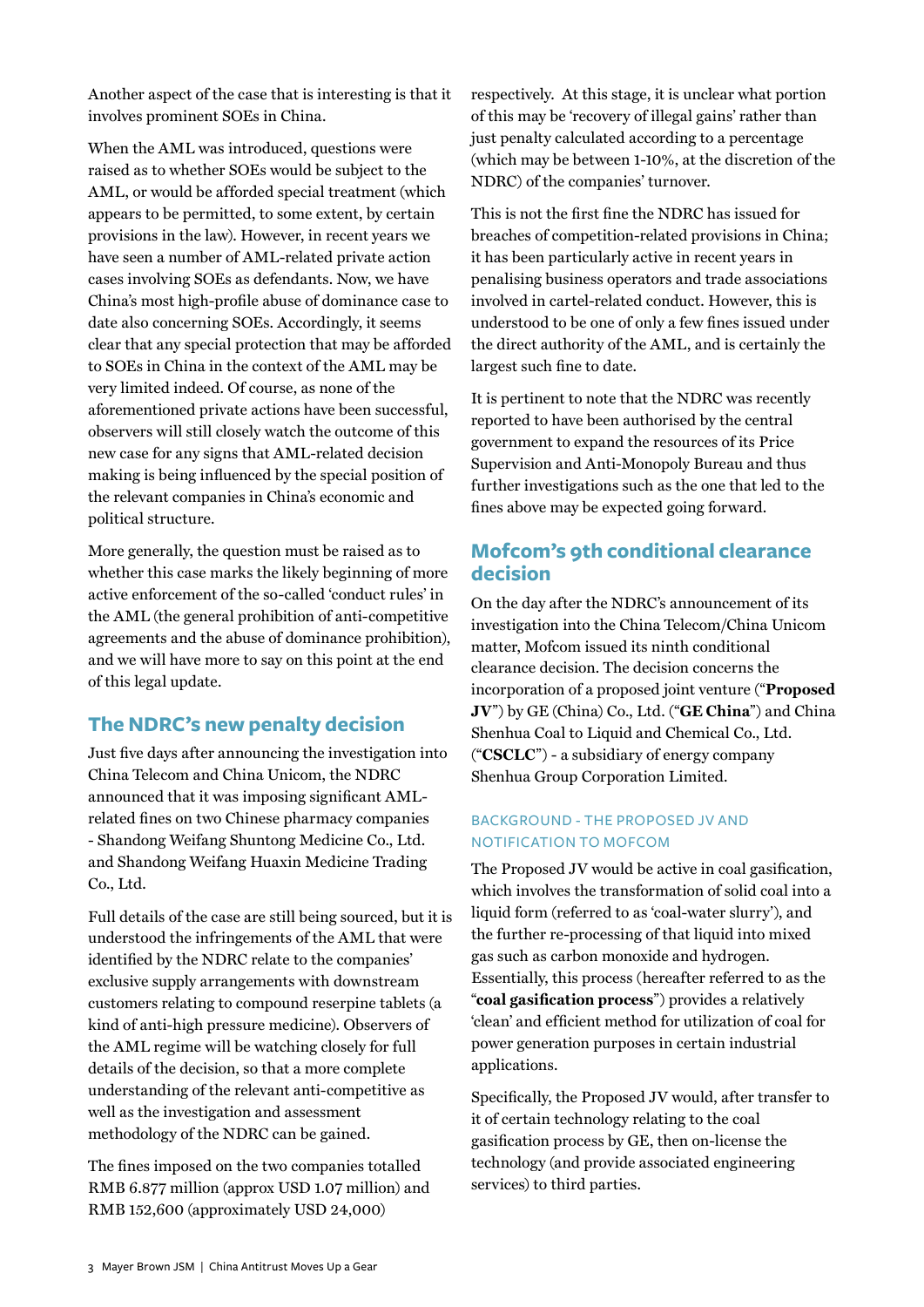Another aspect of the case that is interesting is that it involves prominent SOEs in China.

When the AML was introduced, questions were raised as to whether SOEs would be subject to the AML, or would be afforded special treatment (which appears to be permitted, to some extent, by certain provisions in the law). However, in recent years we have seen a number of AML-related private action cases involving SOEs as defendants. Now, we have China's most high-profile abuse of dominance case to date also concerning SOEs. Accordingly, it seems clear that any special protection that may be afforded to SOEs in China in the context of the AML may be very limited indeed. Of course, as none of the aforementioned private actions have been successful, observers will still closely watch the outcome of this new case for any signs that AML-related decision making is being influenced by the special position of the relevant companies in China's economic and political structure.

More generally, the question must be raised as to whether this case marks the likely beginning of more active enforcement of the so-called 'conduct rules' in the AML (the general prohibition of anti-competitive agreements and the abuse of dominance prohibition), and we will have more to say on this point at the end of this legal update.

## The NDRC's new penalty decision

Just five days after announcing the investigation into China Telecom and China Unicom, the NDRC announced that it was imposing significant AML-related fines on two Chinese pharmacy companies - Shandong Weifang Shuntong Medicine Co., Ltd. and Shandong Weifang Huaxin Medicine Trading Co., Ltd.

Full details of the case are still being sourced, but it is understood the infringements of the AML that were identified by the NDRC relate to the companies' exclusive supply arrangements with downstream customers relating to compound reserpine tablets (a kind of anti-high pressure medicine). Observers of the AML regime will be watching closely for full details of the decision, so that a more complete understanding of the relevant anti-competitive as well as the investigation and assessment methodology of the NDRC can be gained.

The fines imposed on the two companies totalled RMB 6.877 million (approx USD 1.07 million) and RMB 152,600 (approximately USD 24,000) respectively. At this stage, it is unclear what portion of this may be 'recovery of illegal gains' rather than just penalty calculated according to a percentage (which may be between 1-10%, at the discretion of the NDRC) of the companies' turnover.

This is not the first fine the NDRC has issued for breaches of competition-related provisions in China; it has been particularly active in recent years in penalising business operators and trade associations involved in cartel-related conduct. However, this is understood to be one of only a few fines issued under the direct authority of the AML, and is certainly the largest such fine to date.

It is pertinent to note that the NDRC was recently reported to have been authorised by the central government to expand the resources of its Price Supervision and Anti-Monopoly Bureau and thus further investigations such as the one that led to the fines above may be expected going forward.

## Mofcom's 9th conditional clearance decision

On the day after the NDRC's announcement of its investigation into the China Telecom/China Unicom matter, Mofcom issued its ninth conditional clearance decision. The decision concerns the incorporation of a proposed joint venture ("**Proposed JV**") by GE (China) Co., Ltd. ("**GE China**") and China Shenhua Coal to Liquid and Chemical Co., Ltd. ("**CSCLC**") - a subsidiary of energy company Shenhua Group Corporation Limited.

### BACKGROUND - THE PROPOSED JV AND NOTIFICATION TO MOFCOM

The Proposed JV would be active in coal gasification, which involves the transformation of solid coal into a liquid form (referred to as 'coal-water slurry'), and the further re-processing of that liquid into mixed gas such as carbon monoxide and hydrogen. Essentially, this process (hereafter referred to as the "**coal gasification process**") provides a relatively 'clean' and efficient method for utilization of coal for power generation purposes in certain industrial applications.

Specifically, the Proposed JV would, after transfer to it of certain technology relating to the coal gasification process by GE, then on-license the technology (and provide associated engineering services) to third parties.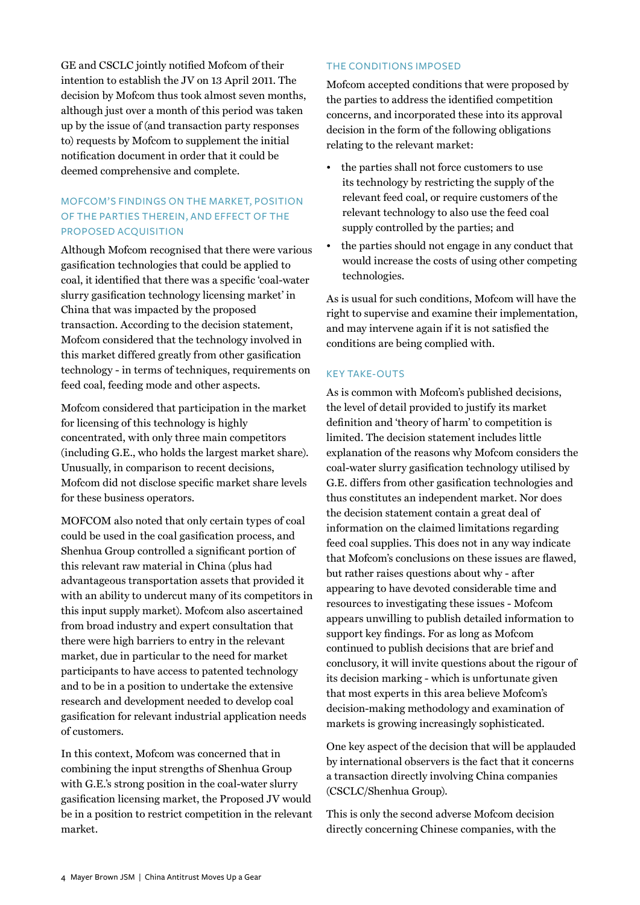GE and CSCLC jointly notified Mofcom of their intention to establish the JV on 13 April 2011. The decision by Mofcom thus took almost seven months, although just over a month of this period was taken up by the issue of (and transaction party responses to) requests by Mofcom to supplement the initial notification document in order that it could be deemed comprehensive and complete.

### MOFCOM'S FINDINGS ON THE MARKET, POSITION OF THE PARTIES THEREIN, AND EFFECT OF THE PROPOSED ACQUISITION

Although Mofcom recognised that there were various gasification technologies that could be applied to coal, it identified that there was a specific 'coal-water slurry gasification technology licensing market' in China that was impacted by the proposed transaction. According to the decision statement, Mofcom considered that the technology involved in this market differed greatly from other gasification technology - in terms of techniques, requirements on feed coal, feeding mode and other aspects.

Mofcom considered that participation in the market for licensing of this technology is highly concentrated, with only three main competitors (including G.E., who holds the largest market share). Unusually, in comparison to recent decisions, Mofcom did not disclose specific market share levels for these business operators.

MOFCOM also noted that only certain types of coal could be used in the coal gasification process, and Shenhua Group controlled a significant portion of this relevant raw material in China (plus had advantageous transportation assets that provided it with an ability to undercut many of its competitors in this input supply market). Mofcom also ascertained from broad industry and expert consultation that there were high barriers to entry in the relevant market, due in particular to the need for market participants to have access to patented technology and to be in a position to undertake the extensive research and development needed to develop coal gasification for relevant industrial application needs of customers.

In this context, Mofcom was concerned that in combining the input strengths of Shenhua Group with G.E.'s strong position in the coal-water slurry gasification licensing market, the Proposed JV would be in a position to restrict competition in the relevant market.

### THE CONDITIONS IMPOSED

Mofcom accepted conditions that were proposed by the parties to address the identified competition concerns, and incorporated these into its approval decision in the form of the following obligations relating to the relevant market:

- the parties shall not force customers to use its technology by restricting the supply of the relevant feed coal, or require customers of the relevant technology to also use the feed coal supply controlled by the parties; and
- the parties should not engage in any conduct that would increase the costs of using other competing technologies.

As is usual for such conditions, Mofcom will have the right to supervise and examine their implementation, and may intervene again if it is not satisfied the conditions are being complied with.

### KEY TAKE-OUTS

As is common with Mofcom's published decisions, the level of detail provided to justify its market definition and 'theory of harm' to competition is limited. The decision statement includes little explanation of the reasons why Mofcom considers the coal-water slurry gasification technology utilised by G.E. differs from other gasification technologies and thus constitutes an independent market. Nor does the decision statement contain a great deal of information on the claimed limitations regarding feed coal supplies. This does not in any way indicate that Mofcom's conclusions on these issues are flawed, but rather raises questions about why - after appearing to have devoted considerable time and resources to investigating these issues - Mofcom appears unwilling to publish detailed information to support key findings. For as long as Mofcom continued to publish decisions that are brief and conclusory, it will invite questions about the rigour of its decision marking - which is unfortunate given that most experts in this area believe Mofcom's decision-making methodology and examination of markets is growing increasingly sophisticated.

One key aspect of the decision that will be applauded by international observers is the fact that it concerns a transaction directly involving China companies (CSCLC/Shenhua Group).

This is only the second adverse Mofcom decision directly concerning Chinese companies, with the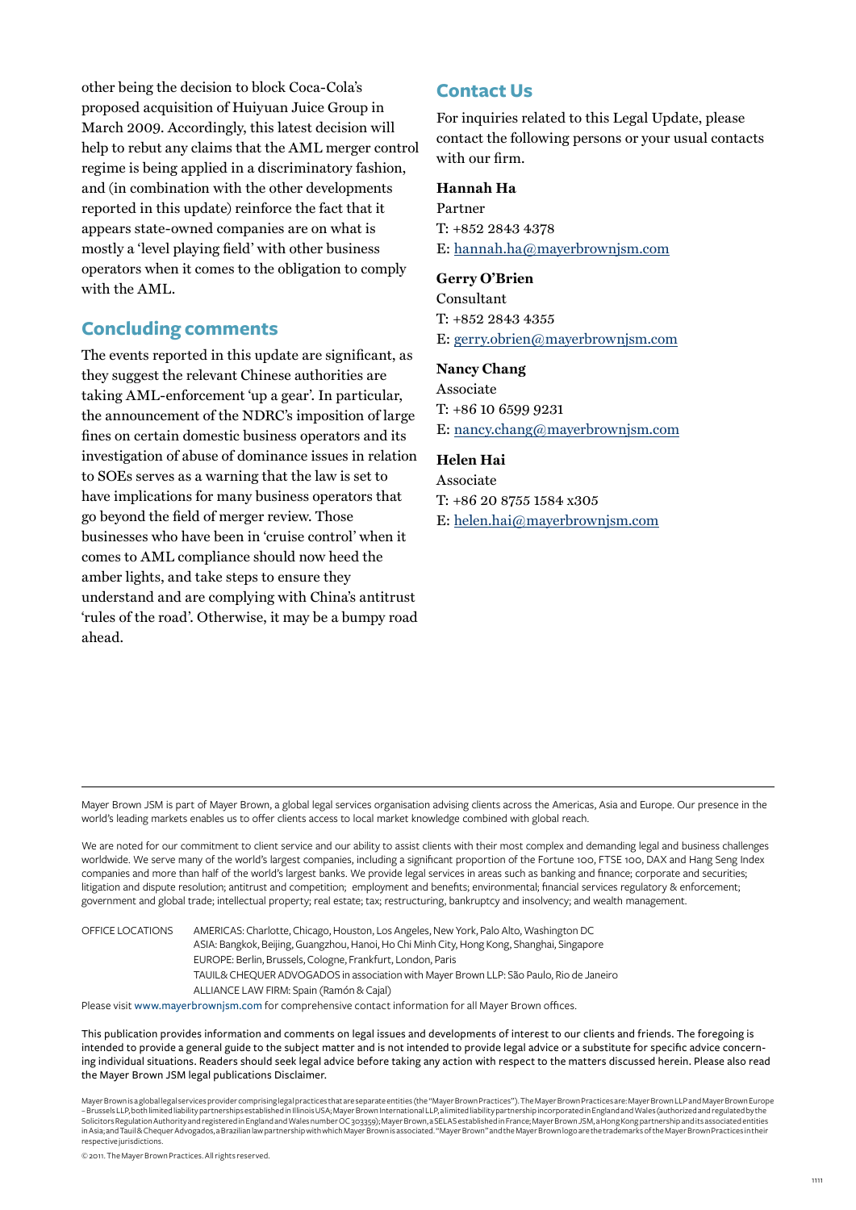other being the decision to block Coca-Cola's proposed acquisition of Huiyuan Juice Group in March 2009. Accordingly, this latest decision will help to rebut any claims that the AML merger control regime is being applied in a discriminatory fashion, and (in combination with the other developments reported in this update) reinforce the fact that it appears state-owned companies are on what is mostly a 'level playing field' with other business operators when it comes to the obligation to comply with the AML.

## Concluding comments

The events reported in this update are significant, as they suggest the relevant Chinese authorities are taking AML-enforcement 'up a gear'. In particular, the announcement of the NDRC's imposition of large fines on certain domestic business operators and its investigation of abuse of dominance issues in relation to SOEs serves as a warning that the law is set to have implications for many business operators that go beyond the field of merger review. Those businesses who have been in 'cruise control' when it comes to AML compliance should now heed the amber lights, and take steps to ensure they understand and are complying with China's antitrust 'rules of the road'. Otherwise, it may be a bumpy road ahead.

## Contact Us

For inquiries related to this Legal Update, please contact the following persons or your usual contacts with our firm.

**Hannah Ha**
Partner
T: +852 2843 4378
E: hannah.ha@mayerbrownjsm.com

**Gerry O'Brien**
Consultant
T: +852 2843 4355
E: gerry.obrien@mayerbrownjsm.com

**Nancy Chang**
Associate
T: +86 10 6599 9231
E: nancy.chang@mayerbrownjsm.com

**Helen Hai**
Associate
T: +86 20 8755 1584 x305
E: helen.hai@mayerbrownjsm.com

---

Mayer Brown JSM is part of Mayer Brown, a global legal services organisation advising clients across the Americas, Asia and Europe. Our presence in the world's leading markets enables us to offer clients access to local market knowledge combined with global reach.

We are noted for our commitment to client service and our ability to assist clients with their most complex and demanding legal and business challenges worldwide. We serve many of the world's largest companies, including a significant proportion of the Fortune 100, FTSE 100, DAX and Hang Seng Index companies and more than half of the world's largest banks. We provide legal services in areas such as banking and finance; corporate and securities; litigation and dispute resolution; antitrust and competition; employment and benefits; environmental; financial services regulatory & enforcement; government and global trade; intellectual property; real estate; tax; restructuring, bankruptcy and insolvency; and wealth management.

OFFICE LOCATIONS
AMERICAS: Charlotte, Chicago, Houston, Los Angeles, New York, Palo Alto, Washington DC
ASIA: Bangkok, Beijing, Guangzhou, Hanoi, Ho Chi Minh City, Hong Kong, Shanghai, Singapore
EUROPE: Berlin, Brussels, Cologne, Frankfurt, London, Paris
TAUIL& CHEQUER ADVOGADOS in association with Mayer Brown LLP: São Paulo, Rio de Janeiro
ALLIANCE LAW FIRM: Spain (Ramón & Cajal)

Please visit www.mayerbrownjsm.com for comprehensive contact information for all Mayer Brown offices.

This publication provides information and comments on legal issues and developments of interest to our clients and friends. The foregoing is intended to provide a general guide to the subject matter and is not intended to provide legal advice or a substitute for specific advice concerning individual situations. Readers should seek legal advice before taking any action with respect to the matters discussed herein. Please also read the Mayer Brown JSM legal publications Disclaimer.

Mayer Brown is a global legal services provider comprising legal practices that are separate entities (the "Mayer Brown Practices"). The Mayer Brown Practices are: Mayer Brown LLP and Mayer Brown Europe – Brussels LLP, both limited liability partnerships established in Illinois USA; Mayer Brown International LLP, a limited liability partnership incorporated in England and Wales (authorized and regulated by the Solicitors Regulation Authority and registered in England and Wales number OC 303359); Mayer Brown, a SELAS established in France; Mayer Brown JSM, a Hong Kong partnership and its associated entities in Asia; and Tauil & Chequer Advogados, a Brazilian law partnership with which Mayer Brown is associated. "Mayer Brown" and the Mayer Brown logo are the trademarks of the Mayer Brown Practices in their respective jurisdictions.

© 2011. The Mayer Brown Practices. All rights reserved.